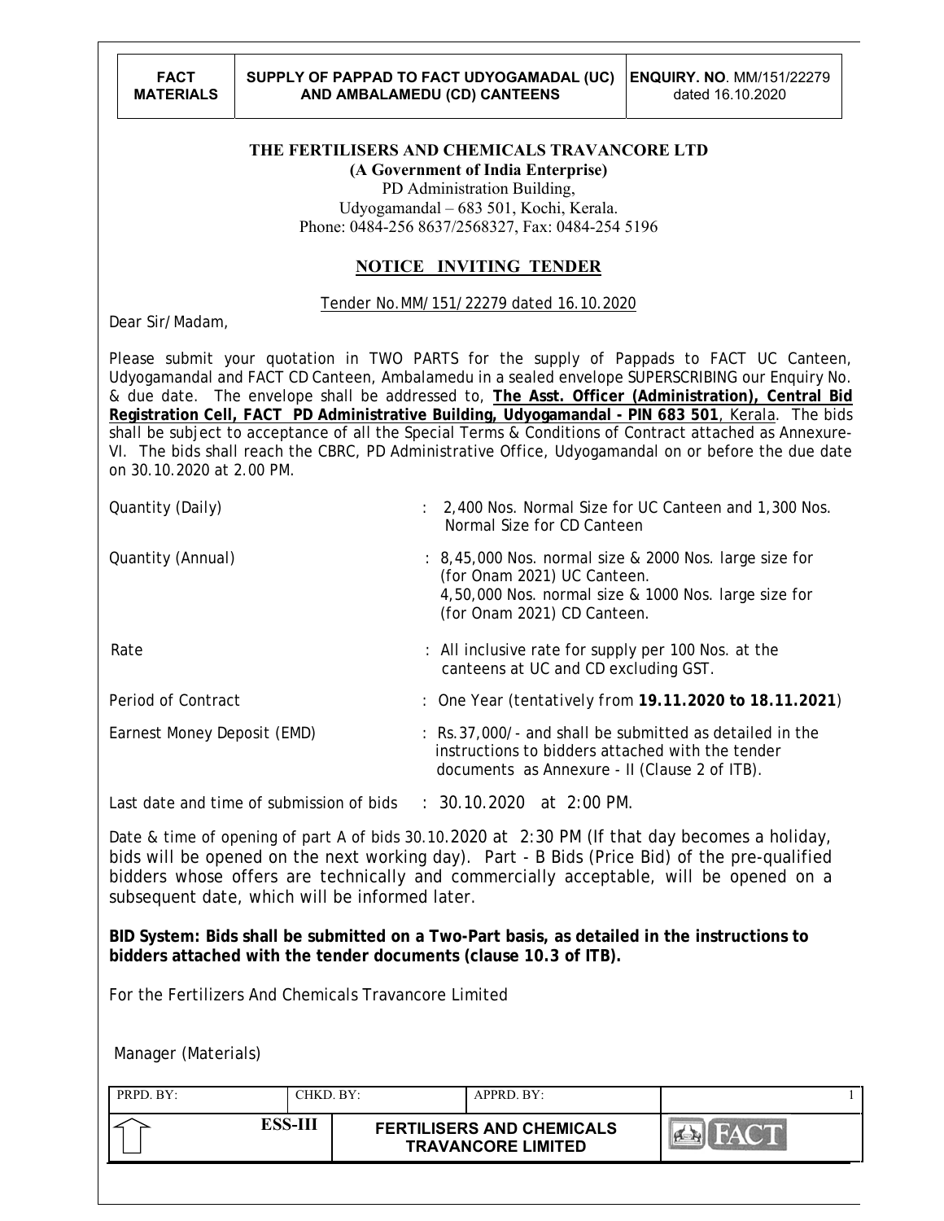**THE FERTILISERS AND CHEMICALS TRAVANCORE LTD**

**(A Government of India Enterprise)**

PD Administration Building,
Udyogamandal – 683 501, Kochi, Kerala.
Phone: 0484-256 8637/2568327, Fax: 0484-254 5196

## NOTICE INVITING TENDER

Tender No.MM/151/22279 dated 16.10.2020

Dear Sir/Madam,

Please submit your quotation in TWO PARTS for the supply of Pappads to FACT UC Canteen, Udyogamandal and FACT CD Canteen, Ambalamedu in a sealed envelope SUPERSCRIBING our Enquiry No. & due date. The envelope shall be addressed to, **The Asst. Officer (Administration), Central Bid Registration Cell, FACT PD Administrative Building, Udyogamandal - PIN 683 501**, Kerala. The bids shall be subject to acceptance of all the Special Terms & Conditions of Contract attached as Annexure-VI. The bids shall reach the CBRC, PD Administrative Office, Udyogamandal on or before the due date on 30.10.2020 at 2.00 PM.

| | | |
|---|---|---|
| Quantity (Daily) | : | 2,400 Nos. Normal Size for UC Canteen and 1,300 Nos. Normal Size for CD Canteen |
| Quantity (Annual) | : | 8,45,000 Nos. normal size & 2000 Nos. large size for (for Onam 2021) UC Canteen. 4,50,000 Nos. normal size & 1000 Nos. large size for (for Onam 2021) CD Canteen. |
| Rate | : | All inclusive rate for supply per 100 Nos. at the canteens at UC and CD excluding GST. |
| Period of Contract | : | One Year (tentatively from **19.11.2020 to 18.11.2021**) |
| Earnest Money Deposit (EMD) | : | Rs.37,000/- and shall be submitted as detailed in the instructions to bidders attached with the tender documents as Annexure - II (Clause 2 of ITB). |
| Last date and time of submission of bids | : | 30.10.2020 at 2:00 PM. |

Date & time of opening of part A of bids 30.10.2020 at 2:30 PM (If that day becomes a holiday, bids will be opened on the next working day). Part - B Bids (Price Bid) of the pre-qualified bidders whose offers are technically and commercially acceptable, will be opened on a subsequent date, which will be informed later.

**BID System: Bids shall be submitted on a Two-Part basis, as detailed in the instructions to bidders attached with the tender documents (clause 10.3 of ITB).**

For the Fertilizers And Chemicals Travancore Limited

Manager (Materials)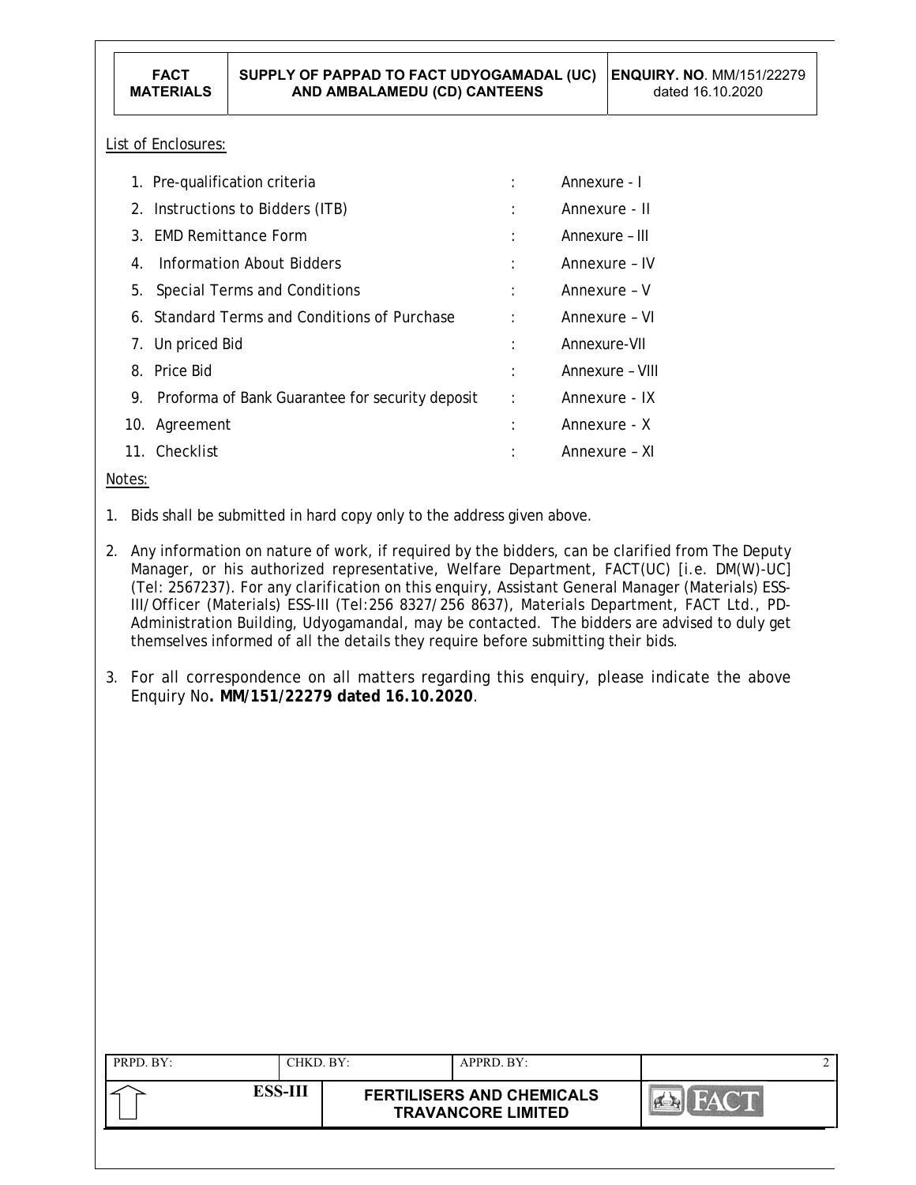List of Enclosures:

| | | | |
|---|---|---|---|
| 1. | Pre-qualification criteria | : | Annexure - I |
| 2. | Instructions to Bidders (ITB) | : | Annexure - II |
| 3. | EMD Remittance Form | : | Annexure – III |
| 4. | Information About Bidders | : | Annexure – IV |
| 5. | Special Terms and Conditions | : | Annexure – V |
| 6. | Standard Terms and Conditions of Purchase | : | Annexure – VI |
| 7. | Un priced Bid | : | Annexure-VII |
| 8. | Price Bid | : | Annexure – VIII |
| 9. | Proforma of Bank Guarantee for security deposit | : | Annexure - IX |
| 10. | Agreement | : | Annexure - X |
| 11. | Checklist | : | Annexure – XI |

Notes:

1. Bids shall be submitted in hard copy only to the address given above.

2. Any information on nature of work, if required by the bidders, can be clarified from The Deputy Manager, or his authorized representative, Welfare Department, FACT(UC) [i.e. DM(W)-UC] (Tel: 2567237). For any clarification on this enquiry, Assistant General Manager (Materials) ESS-III/Officer (Materials) ESS-III (Tel:256 8327/256 8637), Materials Department, FACT Ltd., PD-Administration Building, Udyogamandal, may be contacted. The bidders are advised to duly get themselves informed of all the details they require before submitting their bids.

3. For all correspondence on all matters regarding this enquiry, please indicate the above Enquiry No**. MM/151/22279 dated 16.10.2020**.